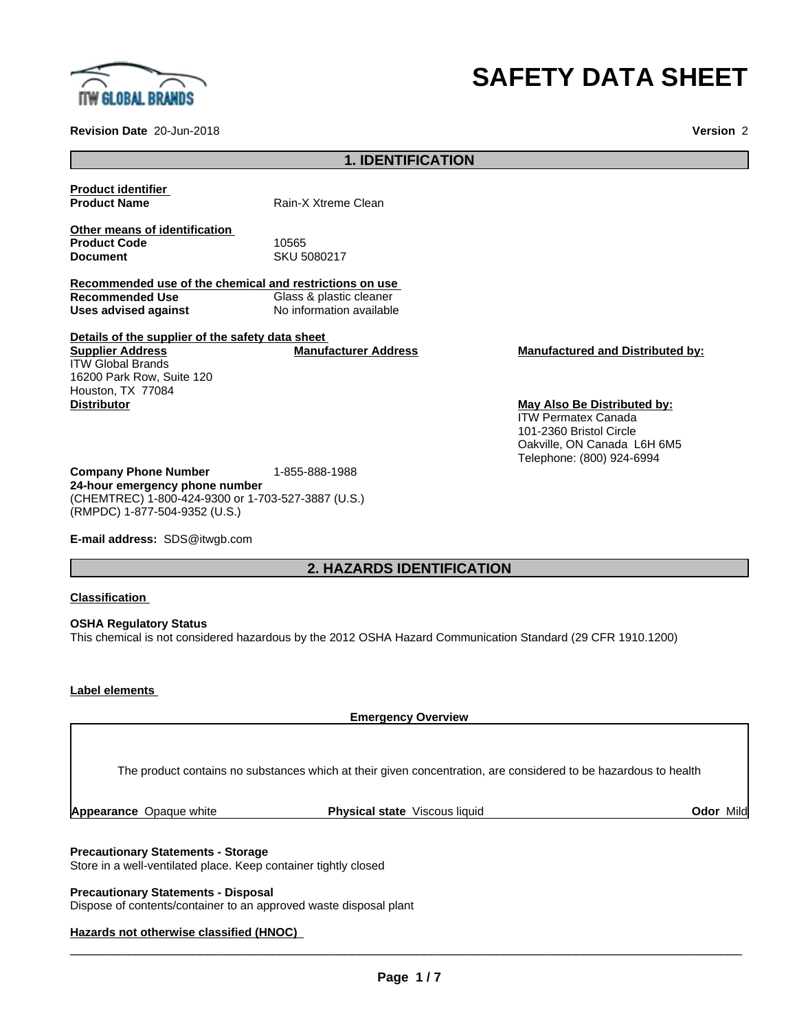# SAFETY DATA SHEET

**Revision Date** 20-Jun-2018 **Version** 2

## 1. IDENTIFICATION

**Product identifier**

**Product Name** Rain-X Xtreme Clean

**Other means of identification**

**Product Code** 10565

**Document** SKU 5080217

**Recommended use of the chemical and restrictions on use**

**Recommended Use** Glass & plastic cleaner

**Uses advised against** No information available

**Details of the supplier of the safety data sheet**

**Supplier Address**
ITW Global Brands
16200 Park Row, Suite 120
Houston, TX 77084

**Manufacturer Address**

**Manufactured and Distributed by:**

**Distributor**

**May Also Be Distributed by:**
ITW Permatex Canada
101-2360 Bristol Circle
Oakville, ON Canada L6H 6M5
Telephone: (800) 924-6994

**Company Phone Number** 1-855-888-1988

**24-hour emergency phone number**
(CHEMTREC) 1-800-424-9300 or 1-703-527-3887 (U.S.)
(RMPDC) 1-877-504-9352 (U.S.)

**E-mail address:** SDS@itwgb.com

## 2. HAZARDS IDENTIFICATION

**Classification**

**OSHA Regulatory Status**
This chemical is not considered hazardous by the 2012 OSHA Hazard Communication Standard (29 CFR 1910.1200)

**Label elements**

**Emergency Overview**

The product contains no substances which at their given concentration, are considered to be hazardous to health

**Appearance** Opaque white **Physical state** Viscous liquid **Odor** Mild

**Precautionary Statements - Storage**
Store in a well-ventilated place. Keep container tightly closed

**Precautionary Statements - Disposal**
Dispose of contents/container to an approved waste disposal plant

**Hazards not otherwise classified (HNOC)**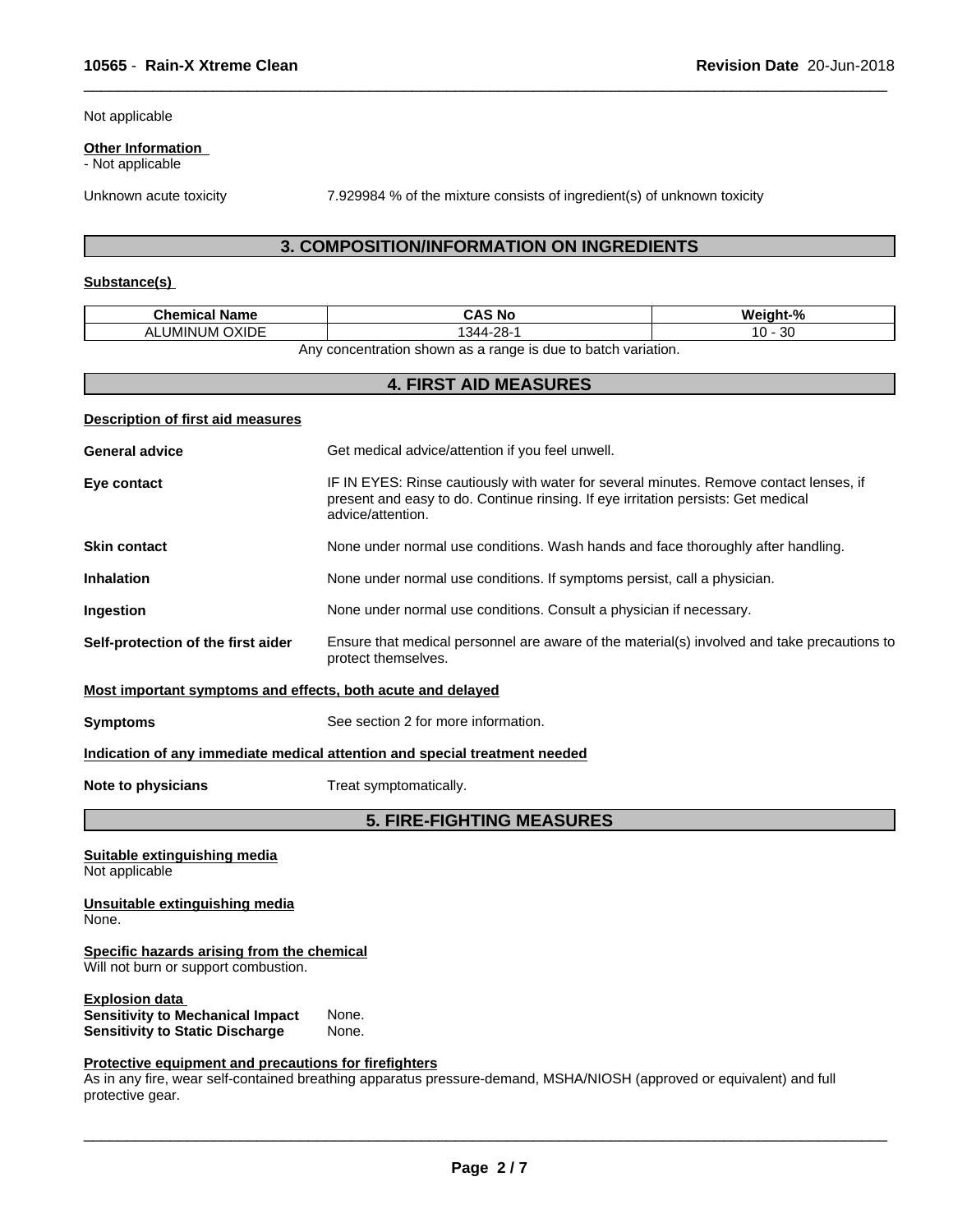Not applicable

**Other Information**
- Not applicable

Unknown acute toxicity 7.929984 % of the mixture consists of ingredient(s) of unknown toxicity

## 3. COMPOSITION/INFORMATION ON INGREDIENTS

**Substance(s)**

| Chemical Name | CAS No | Weight-% |
|---|---|---|
| ALUMINUM OXIDE | 1344-28-1 | 10 - 30 |

Any concentration shown as a range is due to batch variation.

## 4. FIRST AID MEASURES

**Description of first aid measures**

**General advice** Get medical advice/attention if you feel unwell.

**Eye contact** IF IN EYES: Rinse cautiously with water for several minutes. Remove contact lenses, if present and easy to do. Continue rinsing. If eye irritation persists: Get medical advice/attention.

**Skin contact** None under normal use conditions. Wash hands and face thoroughly after handling.

**Inhalation** None under normal use conditions. If symptoms persist, call a physician.

**Ingestion** None under normal use conditions. Consult a physician if necessary.

**Self-protection of the first aider** Ensure that medical personnel are aware of the material(s) involved and take precautions to protect themselves.

**Most important symptoms and effects, both acute and delayed**

**Symptoms** See section 2 for more information.

**Indication of any immediate medical attention and special treatment needed**

**Note to physicians** Treat symptomatically.

## 5. FIRE-FIGHTING MEASURES

**Suitable extinguishing media**
Not applicable

**Unsuitable extinguishing media**
None.

**Specific hazards arising from the chemical**
Will not burn or support combustion.

**Explosion data**
**Sensitivity to Mechanical Impact** None.
**Sensitivity to Static Discharge** None.

**Protective equipment and precautions for firefighters**
As in any fire, wear self-contained breathing apparatus pressure-demand, MSHA/NIOSH (approved or equivalent) and full protective gear.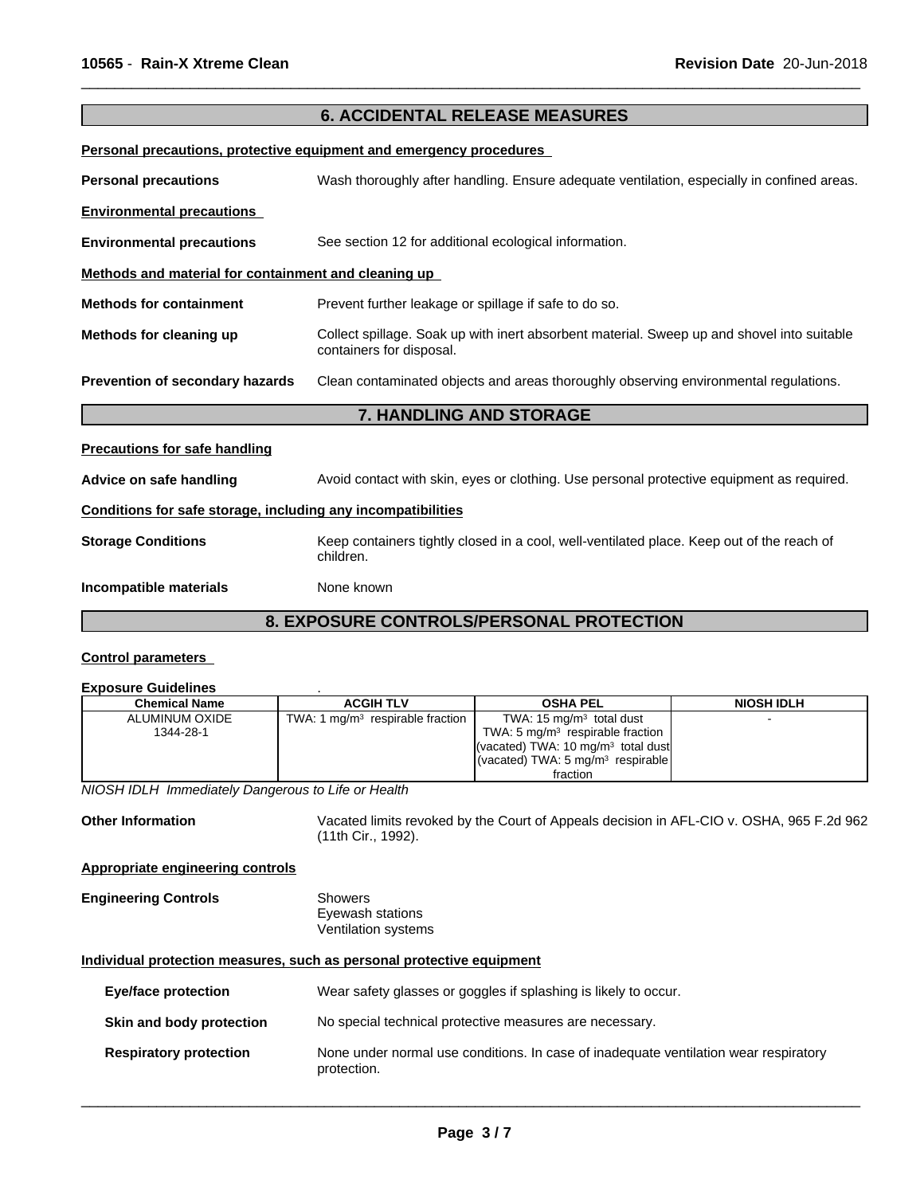## 6. ACCIDENTAL RELEASE MEASURES

**Personal precautions, protective equipment and emergency procedures**

**Personal precautions** Wash thoroughly after handling. Ensure adequate ventilation, especially in confined areas.

**Environmental precautions**

**Environmental precautions** See section 12 for additional ecological information.

**Methods and material for containment and cleaning up**

**Methods for containment** Prevent further leakage or spillage if safe to do so.

**Methods for cleaning up** Collect spillage. Soak up with inert absorbent material. Sweep up and shovel into suitable containers for disposal.

**Prevention of secondary hazards** Clean contaminated objects and areas thoroughly observing environmental regulations.

## 7. HANDLING AND STORAGE

**Precautions for safe handling**

**Advice on safe handling** Avoid contact with skin, eyes or clothing. Use personal protective equipment as required.

**Conditions for safe storage, including any incompatibilities**

**Storage Conditions** Keep containers tightly closed in a cool, well-ventilated place. Keep out of the reach of children.

**Incompatible materials** None known

## 8. EXPOSURE CONTROLS/PERSONAL PROTECTION

**Control parameters**

**Exposure Guidelines** .

| Chemical Name | ACGIH TLV | OSHA PEL | NIOSH IDLH |
|---|---|---|---|
| ALUMINUM OXIDE<br>1344-28-1 | TWA: 1 mg/m$^3$ respirable fraction | TWA: 15 mg/m$^3$ total dust<br>TWA: 5 mg/m$^3$ respirable fraction<br>(vacated) TWA: 10 mg/m$^3$ total dust<br>(vacated) TWA: 5 mg/m$^3$ respirable fraction | - |

*NIOSH IDLH Immediately Dangerous to Life or Health*

**Other Information** Vacated limits revoked by the Court of Appeals decision in AFL-CIO v. OSHA, 965 F.2d 962 (11th Cir., 1992).

**Appropriate engineering controls**

**Engineering Controls** Showers
Eyewash stations
Ventilation systems

**Individual protection measures, such as personal protective equipment**

**Eye/face protection** Wear safety glasses or goggles if splashing is likely to occur.

**Skin and body protection** No special technical protective measures are necessary.

**Respiratory protection** None under normal use conditions. In case of inadequate ventilation wear respiratory protection.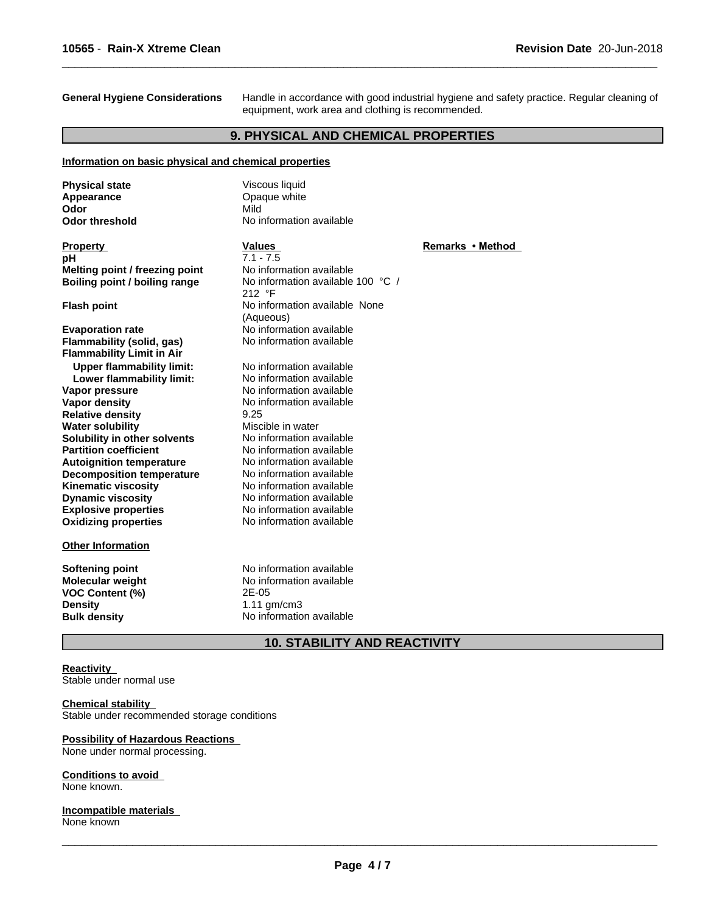**General Hygiene Considerations** Handle in accordance with good industrial hygiene and safety practice. Regular cleaning of equipment, work area and clothing is recommended.

## 9. PHYSICAL AND CHEMICAL PROPERTIES

**Information on basic physical and chemical properties**

| | |
|---|---|
| **Physical state** | Viscous liquid |
| **Appearance** | Opaque white |
| **Odor** | Mild |
| **Odor threshold** | No information available |

| Property | Values | Remarks • Method |
|---|---|---|
| **pH** | 7.1 - 7.5 | |
| **Melting point / freezing point** | No information available | |
| **Boiling point / boiling range** | No information available 100 °C / 212 °F | |
| **Flash point** | No information available None (Aqueous) | |
| **Evaporation rate** | No information available | |
| **Flammability (solid, gas)** | No information available | |
| **Flammability Limit in Air** | | |
| **Upper flammability limit:** | No information available | |
| **Lower flammability limit:** | No information available | |
| **Vapor pressure** | No information available | |
| **Vapor density** | No information available | |
| **Relative density** | 9.25 | |
| **Water solubility** | Miscible in water | |
| **Solubility in other solvents** | No information available | |
| **Partition coefficient** | No information available | |
| **Autoignition temperature** | No information available | |
| **Decomposition temperature** | No information available | |
| **Kinematic viscosity** | No information available | |
| **Dynamic viscosity** | No information available | |
| **Explosive properties** | No information available | |
| **Oxidizing properties** | No information available | |

**Other Information**

| | |
|---|---|
| **Softening point** | No information available |
| **Molecular weight** | No information available |
| **VOC Content (%)** | 2E-05 |
| **Density** | 1.11 gm/cm3 |
| **Bulk density** | No information available |

## 10. STABILITY AND REACTIVITY

**Reactivity**
Stable under normal use

**Chemical stability**
Stable under recommended storage conditions

**Possibility of Hazardous Reactions**
None under normal processing.

**Conditions to avoid**
None known.

**Incompatible materials**
None known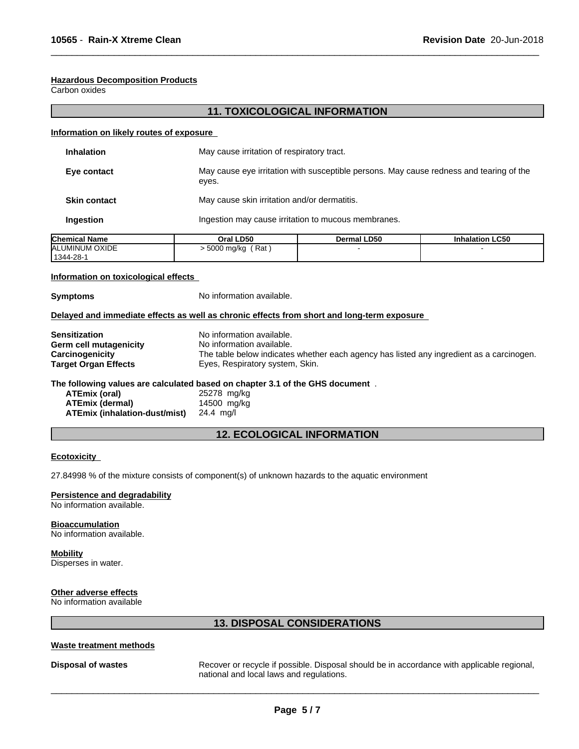**Hazardous Decomposition Products**
Carbon oxides

## 11. TOXICOLOGICAL INFORMATION

**Information on likely routes of exposure**

**Inhalation** May cause irritation of respiratory tract.

**Eye contact** May cause eye irritation with susceptible persons. May cause redness and tearing of the eyes.

**Skin contact** May cause skin irritation and/or dermatitis.

**Ingestion** Ingestion may cause irritation to mucous membranes.

| Chemical Name | Oral LD50 | Dermal LD50 | Inhalation LC50 |
|---|---|---|---|
| ALUMINUM OXIDE 1344-28-1 | > 5000 mg/kg ( Rat ) | - | - |

**Information on toxicological effects**

**Symptoms** No information available.

**Delayed and immediate effects as well as chronic effects from short and long-term exposure**

**Sensitization** No information available.
**Germ cell mutagenicity** No information available.
**Carcinogenicity** The table below indicates whether each agency has listed any ingredient as a carcinogen.
**Target Organ Effects** Eyes, Respiratory system, Skin.

**The following values are calculated based on chapter 3.1 of the GHS document** .

**ATEmix (oral)** 25278 mg/kg
**ATEmix (dermal)** 14500 mg/kg
**ATEmix (inhalation-dust/mist)** 24.4 mg/l

## 12. ECOLOGICAL INFORMATION

**Ecotoxicity**

27.84998 % of the mixture consists of component(s) of unknown hazards to the aquatic environment

**Persistence and degradability**
No information available.

**Bioaccumulation**
No information available.

**Mobility**
Disperses in water.

**Other adverse effects**
No information available

## 13. DISPOSAL CONSIDERATIONS

**Waste treatment methods**

**Disposal of wastes** Recover or recycle if possible. Disposal should be in accordance with applicable regional, national and local laws and regulations.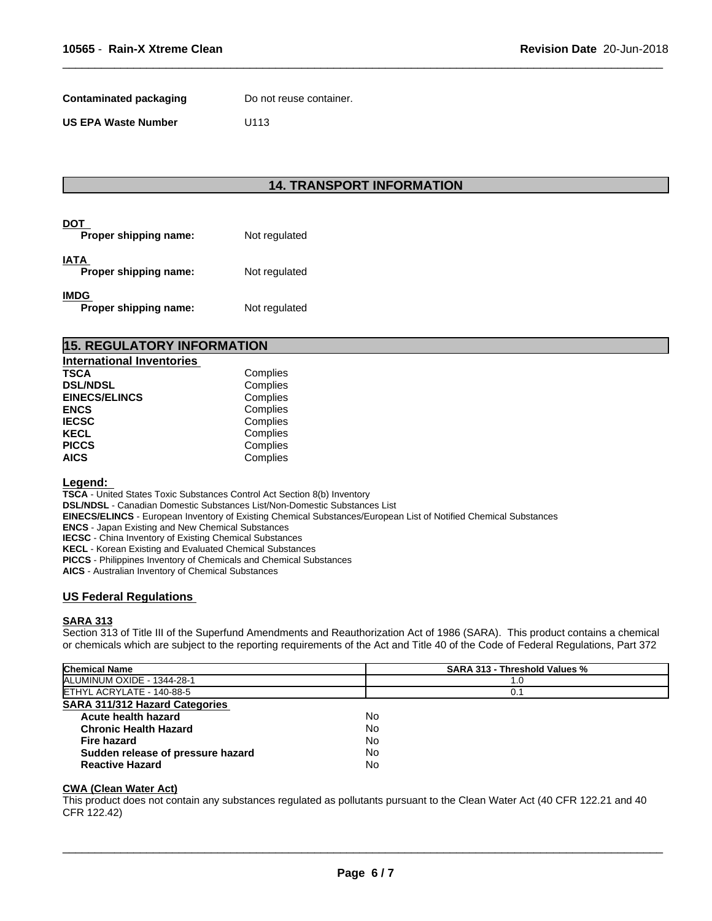**Contaminated packaging** Do not reuse container.

**US EPA Waste Number** U113

## 14. TRANSPORT INFORMATION

**DOT**

**Proper shipping name:** Not regulated

**IATA**

**Proper shipping name:** Not regulated

**IMDG**

**Proper shipping name:** Not regulated

## 15. REGULATORY INFORMATION

**International Inventories**

| | |
|---|---|
| **TSCA** | Complies |
| **DSL/NDSL** | Complies |
| **EINECS/ELINCS** | Complies |
| **ENCS** | Complies |
| **IECSC** | Complies |
| **KECL** | Complies |
| **PICCS** | Complies |
| **AICS** | Complies |

**Legend:**

**TSCA** - United States Toxic Substances Control Act Section 8(b) Inventory
**DSL/NDSL** - Canadian Domestic Substances List/Non-Domestic Substances List
**EINECS/ELINCS** - European Inventory of Existing Chemical Substances/European List of Notified Chemical Substances
**ENCS** - Japan Existing and New Chemical Substances
**IECSC** - China Inventory of Existing Chemical Substances
**KECL** - Korean Existing and Evaluated Chemical Substances
**PICCS** - Philippines Inventory of Chemicals and Chemical Substances
**AICS** - Australian Inventory of Chemical Substances

### US Federal Regulations

**SARA 313**

Section 313 of Title III of the Superfund Amendments and Reauthorization Act of 1986 (SARA). This product contains a chemical or chemicals which are subject to the reporting requirements of the Act and Title 40 of the Code of Federal Regulations, Part 372

| Chemical Name | SARA 313 - Threshold Values % |
|---|---|
| ALUMINUM OXIDE - 1344-28-1 | 1.0 |
| ETHYL ACRYLATE - 140-88-5 | 0.1 |

**SARA 311/312 Hazard Categories**

| | |
|---|---|
| **Acute health hazard** | No |
| **Chronic Health Hazard** | No |
| **Fire hazard** | No |
| **Sudden release of pressure hazard** | No |
| **Reactive Hazard** | No |

**CWA (Clean Water Act)**

This product does not contain any substances regulated as pollutants pursuant to the Clean Water Act (40 CFR 122.21 and 40 CFR 122.42)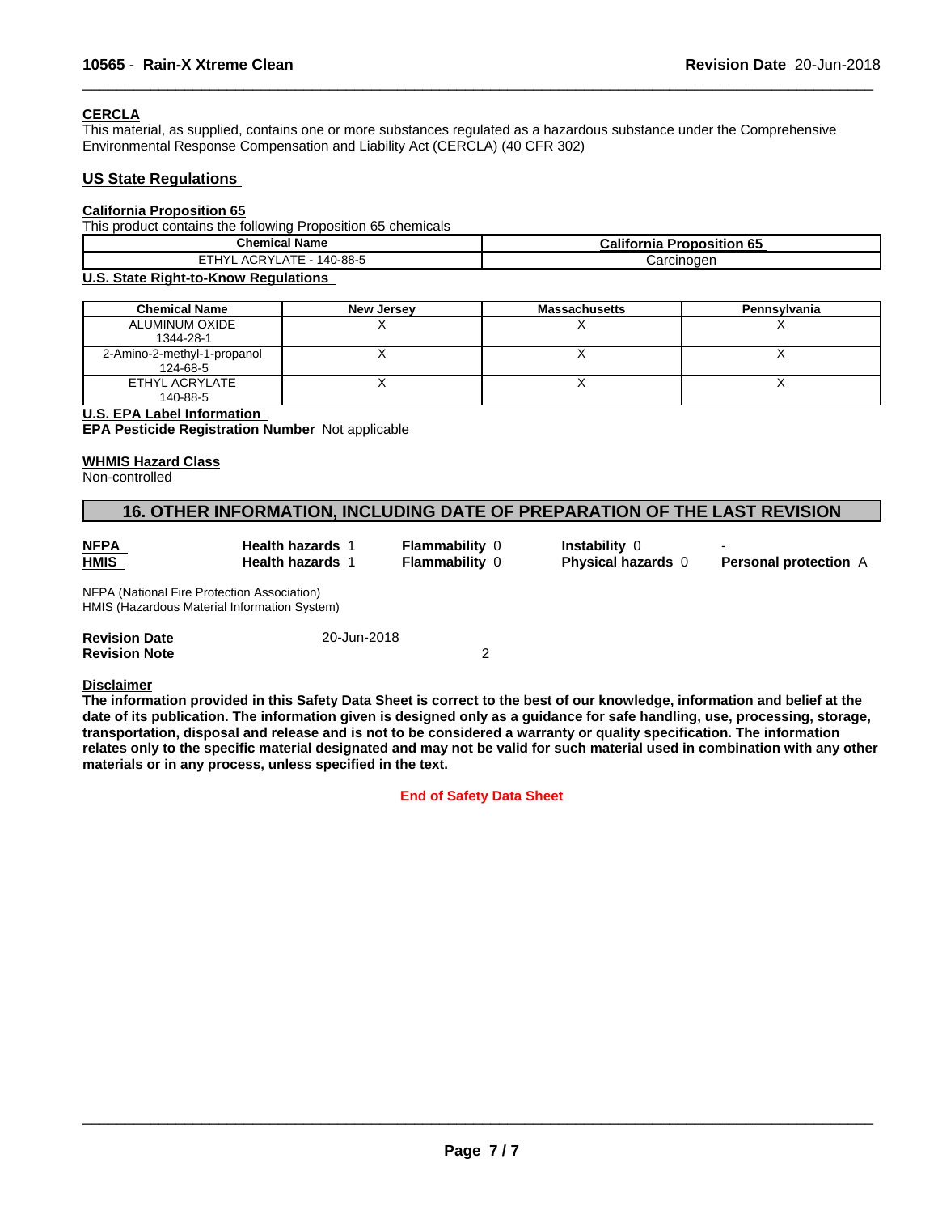### CERCLA

This material, as supplied, contains one or more substances regulated as a hazardous substance under the Comprehensive Environmental Response Compensation and Liability Act (CERCLA) (40 CFR 302)

## US State Regulations

### California Proposition 65

This product contains the following Proposition 65 chemicals

| Chemical Name | California Proposition 65 |
|---|---|
| ETHYL ACRYLATE - 140-88-5 | Carcinogen |

### U.S. State Right-to-Know Regulations

| Chemical Name | New Jersey | Massachusetts | Pennsylvania |
|---|---|---|---|
| ALUMINUM OXIDE 1344-28-1 | X | X | X |
| 2-Amino-2-methyl-1-propanol 124-68-5 | X | X | X |
| ETHYL ACRYLATE 140-88-5 | X | X | X |

### U.S. EPA Label Information

**EPA Pesticide Registration Number** Not applicable

### WHMIS Hazard Class

Non-controlled

## 16. OTHER INFORMATION, INCLUDING DATE OF PREPARATION OF THE LAST REVISION

| | | | | |
|---|---|---|---|---|
| **NFPA** | **Health hazards** 1 | **Flammability** 0 | **Instability** 0 | - |
| **HMIS** | **Health hazards** 1 | **Flammability** 0 | **Physical hazards** 0 | **Personal protection** A |

NFPA (National Fire Protection Association)
HMIS (Hazardous Material Information System)

**Revision Date** 20-Jun-2018
**Revision Note** 2

### Disclaimer

**The information provided in this Safety Data Sheet is correct to the best of our knowledge, information and belief at the date of its publication. The information given is designed only as a guidance for safe handling, use, processing, storage, transportation, disposal and release and is not to be considered a warranty or quality specification. The information relates only to the specific material designated and may not be valid for such material used in combination with any other materials or in any process, unless specified in the text.**

**End of Safety Data Sheet**